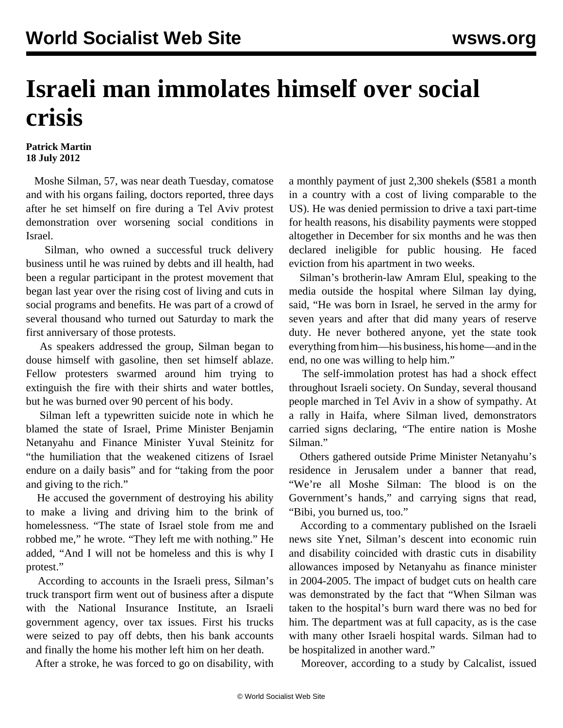# Israeli man immolates himself over social crisis

**Patrick Martin**
**18 July 2012**

Moshe Silman, 57, was near death Tuesday, comatose and with his organs failing, doctors reported, three days after he set himself on fire during a Tel Aviv protest demonstration over worsening social conditions in Israel.

Silman, who owned a successful truck delivery business until he was ruined by debts and ill health, had been a regular participant in the protest movement that began last year over the rising cost of living and cuts in social programs and benefits. He was part of a crowd of several thousand who turned out Saturday to mark the first anniversary of those protests.

As speakers addressed the group, Silman began to douse himself with gasoline, then set himself ablaze. Fellow protesters swarmed around him trying to extinguish the fire with their shirts and water bottles, but he was burned over 90 percent of his body.

Silman left a typewritten suicide note in which he blamed the state of Israel, Prime Minister Benjamin Netanyahu and Finance Minister Yuval Steinitz for "the humiliation that the weakened citizens of Israel endure on a daily basis" and for "taking from the poor and giving to the rich."

He accused the government of destroying his ability to make a living and driving him to the brink of homelessness. "The state of Israel stole from me and robbed me," he wrote. "They left me with nothing." He added, "And I will not be homeless and this is why I protest."

According to accounts in the Israeli press, Silman's truck transport firm went out of business after a dispute with the National Insurance Institute, an Israeli government agency, over tax issues. First his trucks were seized to pay off debts, then his bank accounts and finally the home his mother left him on her death.

After a stroke, he was forced to go on disability, with a monthly payment of just 2,300 shekels ($581 a month in a country with a cost of living comparable to the US). He was denied permission to drive a taxi part-time for health reasons, his disability payments were stopped altogether in December for six months and he was then declared ineligible for public housing. He faced eviction from his apartment in two weeks.

Silman's brotherin-law Amram Elul, speaking to the media outside the hospital where Silman lay dying, said, "He was born in Israel, he served in the army for seven years and after that did many years of reserve duty. He never bothered anyone, yet the state took everything from him—his business, his home—and in the end, no one was willing to help him."

The self-immolation protest has had a shock effect throughout Israeli society. On Sunday, several thousand people marched in Tel Aviv in a show of sympathy. At a rally in Haifa, where Silman lived, demonstrators carried signs declaring, "The entire nation is Moshe Silman."

Others gathered outside Prime Minister Netanyahu's residence in Jerusalem under a banner that read, "We're all Moshe Silman: The blood is on the Government's hands," and carrying signs that read, "Bibi, you burned us, too."

According to a commentary published on the Israeli news site Ynet, Silman's descent into economic ruin and disability coincided with drastic cuts in disability allowances imposed by Netanyahu as finance minister in 2004-2005. The impact of budget cuts on health care was demonstrated by the fact that "When Silman was taken to the hospital's burn ward there was no bed for him. The department was at full capacity, as is the case with many other Israeli hospital wards. Silman had to be hospitalized in another ward."

Moreover, according to a study by Calcalist, issued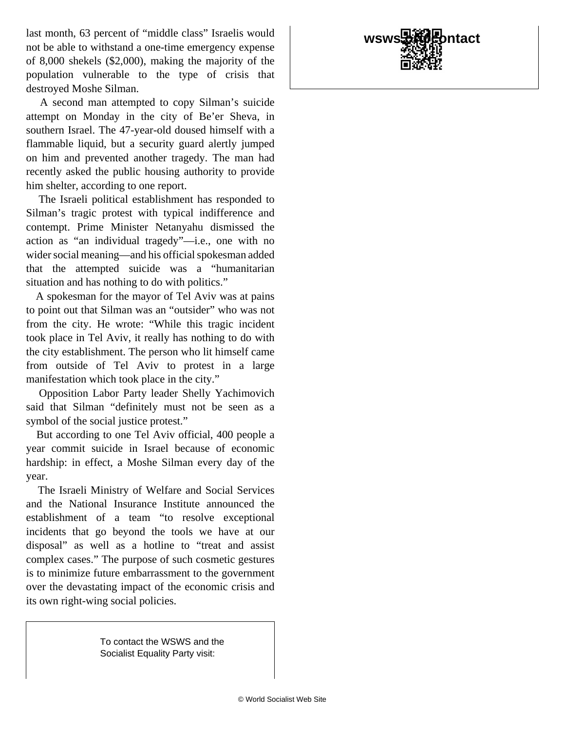last month, 63 percent of “middle class” Israelis would not be able to withstand a one-time emergency expense of 8,000 shekels ($2,000), making the majority of the population vulnerable to the type of crisis that destroyed Moshe Silman.

A second man attempted to copy Silman’s suicide attempt on Monday in the city of Be’er Sheva, in southern Israel. The 47-year-old doused himself with a flammable liquid, but a security guard alertly jumped on him and prevented another tragedy. The man had recently asked the public housing authority to provide him shelter, according to one report.

The Israeli political establishment has responded to Silman’s tragic protest with typical indifference and contempt. Prime Minister Netanyahu dismissed the action as “an individual tragedy”—i.e., one with no wider social meaning—and his official spokesman added that the attempted suicide was a “humanitarian situation and has nothing to do with politics.”

A spokesman for the mayor of Tel Aviv was at pains to point out that Silman was an “outsider” who was not from the city. He wrote: “While this tragic incident took place in Tel Aviv, it really has nothing to do with the city establishment. The person who lit himself came from outside of Tel Aviv to protest in a large manifestation which took place in the city.”

Opposition Labor Party leader Shelly Yachimovich said that Silman “definitely must not be seen as a symbol of the social justice protest.”

But according to one Tel Aviv official, 400 people a year commit suicide in Israel because of economic hardship: in effect, a Moshe Silman every day of the year.

The Israeli Ministry of Welfare and Social Services and the National Insurance Institute announced the establishment of a team “to resolve exceptional incidents that go beyond the tools we have at our disposal” as well as a hotline to “treat and assist complex cases.” The purpose of such cosmetic gestures is to minimize future embarrassment to the government over the devastating impact of the economic crisis and its own right-wing social policies.

To contact the WSWS and the Socialist Equality Party visit:

**wsws.org/contact**